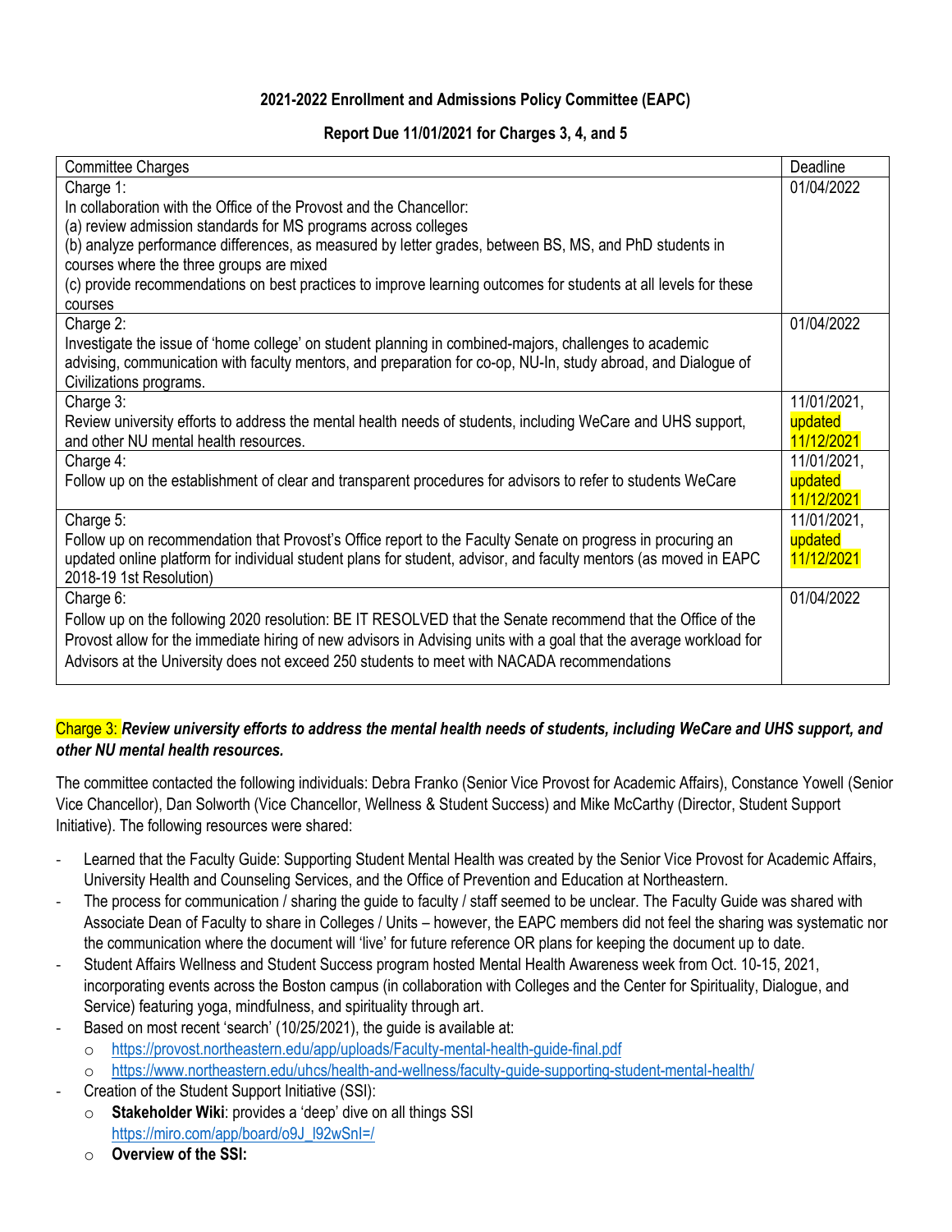**2021-2022 Enrollment and Admissions Policy Committee (EAPC)**

**Report Due 11/01/2021 for Charges 3, 4, and 5**

| Committee Charges | Deadline |
| --- | --- |
| Charge 1:<br>In collaboration with the Office of the Provost and the Chancellor:<br>(a) review admission standards for MS programs across colleges<br>(b) analyze performance differences, as measured by letter grades, between BS, MS, and PhD students in courses where the three groups are mixed<br>(c) provide recommendations on best practices to improve learning outcomes for students at all levels for these courses | 01/04/2022 |
| Charge 2:<br>Investigate the issue of 'home college' on student planning in combined-majors, challenges to academic advising, communication with faculty mentors, and preparation for co-op, NU-In, study abroad, and Dialogue of Civilizations programs. | 01/04/2022 |
| Charge 3:<br>Review university efforts to address the mental health needs of students, including WeCare and UHS support, and other NU mental health resources. | 11/01/2021, updated 11/12/2021 |
| Charge 4:<br>Follow up on the establishment of clear and transparent procedures for advisors to refer to students WeCare | 11/01/2021, updated 11/12/2021 |
| Charge 5:<br>Follow up on recommendation that Provost's Office report to the Faculty Senate on progress in procuring an updated online platform for individual student plans for student, advisor, and faculty mentors (as moved in EAPC 2018-19 1st Resolution) | 11/01/2021, updated 11/12/2021 |
| Charge 6:<br>Follow up on the following 2020 resolution: BE IT RESOLVED that the Senate recommend that the Office of the Provost allow for the immediate hiring of new advisors in Advising units with a goal that the average workload for Advisors at the University does not exceed 250 students to meet with NACADA recommendations | 01/04/2022 |

Charge 3: ***Review university efforts to address the mental health needs of students, including WeCare and UHS support, and other NU mental health resources.***

The committee contacted the following individuals: Debra Franko (Senior Vice Provost for Academic Affairs), Constance Yowell (Senior Vice Chancellor), Dan Solworth (Vice Chancellor, Wellness & Student Success) and Mike McCarthy (Director, Student Support Initiative). The following resources were shared:

- Learned that the Faculty Guide: Supporting Student Mental Health was created by the Senior Vice Provost for Academic Affairs, University Health and Counseling Services, and the Office of Prevention and Education at Northeastern.
- The process for communication / sharing the guide to faculty / staff seemed to be unclear. The Faculty Guide was shared with Associate Dean of Faculty to share in Colleges / Units – however, the EAPC members did not feel the sharing was systematic nor the communication where the document will 'live' for future reference OR plans for keeping the document up to date.
- Student Affairs Wellness and Student Success program hosted Mental Health Awareness week from Oct. 10-15, 2021, incorporating events across the Boston campus (in collaboration with Colleges and the Center for Spirituality, Dialogue, and Service) featuring yoga, mindfulness, and spirituality through art.
- Based on most recent 'search' (10/25/2021), the guide is available at:
  - https://provost.northeastern.edu/app/uploads/Faculty-mental-health-guide-final.pdf
  - https://www.northeastern.edu/uhcs/health-and-wellness/faculty-guide-supporting-student-mental-health/
- Creation of the Student Support Initiative (SSI):
  - **Stakeholder Wiki**: provides a 'deep' dive on all things SSI https://miro.com/app/board/o9J_l92wSnI=/
  - **Overview of the SSI:**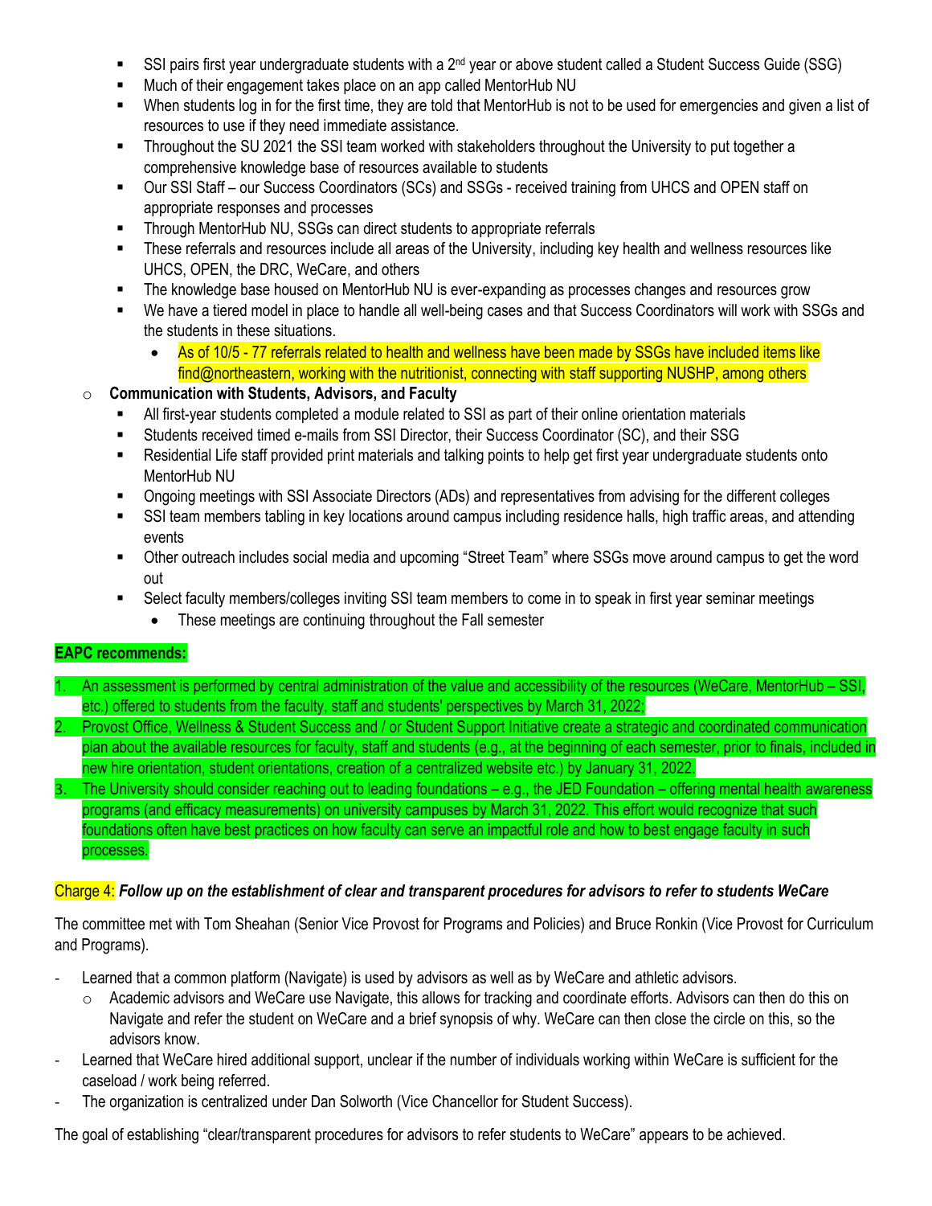- SSI pairs first year undergraduate students with a 2nd year or above student called a Student Success Guide (SSG)
  - Much of their engagement takes place on an app called MentorHub NU
  - When students log in for the first time, they are told that MentorHub is not to be used for emergencies and given a list of resources to use if they need immediate assistance.
  - Throughout the SU 2021 the SSI team worked with stakeholders throughout the University to put together a comprehensive knowledge base of resources available to students
  - Our SSI Staff – our Success Coordinators (SCs) and SSGs - received training from UHCS and OPEN staff on appropriate responses and processes
  - Through MentorHub NU, SSGs can direct students to appropriate referrals
  - These referrals and resources include all areas of the University, including key health and wellness resources like UHCS, OPEN, the DRC, WeCare, and others
  - The knowledge base housed on MentorHub NU is ever-expanding as processes changes and resources grow
  - We have a tiered model in place to handle all well-being cases and that Success Coordinators will work with SSGs and the students in these situations.
    - As of 10/5 - 77 referrals related to health and wellness have been made by SSGs have included items like find@northeastern, working with the nutritionist, connecting with staff supporting NUSHP, among others

- **Communication with Students, Advisors, and Faculty**
  - All first-year students completed a module related to SSI as part of their online orientation materials
  - Students received timed e-mails from SSI Director, their Success Coordinator (SC), and their SSG
  - Residential Life staff provided print materials and talking points to help get first year undergraduate students onto MentorHub NU
  - Ongoing meetings with SSI Associate Directors (ADs) and representatives from advising for the different colleges
  - SSI team members tabling in key locations around campus including residence halls, high traffic areas, and attending events
  - Other outreach includes social media and upcoming "Street Team" where SSGs move around campus to get the word out
  - Select faculty members/colleges inviting SSI team members to come in to speak in first year seminar meetings
    - These meetings are continuing throughout the Fall semester

**EAPC recommends:**

1. An assessment is performed by central administration of the value and accessibility of the resources (WeCare, MentorHub – SSI, etc.) offered to students from the faculty, staff and students' perspectives by March 31, 2022;
2. Provost Office, Wellness & Student Success and / or Student Support Initiative create a strategic and coordinated communication plan about the available resources for faculty, staff and students (e.g., at the beginning of each semester, prior to finals, included in new hire orientation, student orientations, creation of a centralized website etc.) by January 31, 2022.
3. The University should consider reaching out to leading foundations – e.g., the JED Foundation – offering mental health awareness programs (and efficacy measurements) on university campuses by March 31, 2022. This effort would recognize that such foundations often have best practices on how faculty can serve an impactful role and how to best engage faculty in such processes.

Charge 4: ***Follow up on the establishment of clear and transparent procedures for advisors to refer to students WeCare***

The committee met with Tom Sheahan (Senior Vice Provost for Programs and Policies) and Bruce Ronkin (Vice Provost for Curriculum and Programs).

- Learned that a common platform (Navigate) is used by advisors as well as by WeCare and athletic advisors.
  - Academic advisors and WeCare use Navigate, this allows for tracking and coordinate efforts. Advisors can then do this on Navigate and refer the student on WeCare and a brief synopsis of why. WeCare can then close the circle on this, so the advisors know.
- Learned that WeCare hired additional support, unclear if the number of individuals working within WeCare is sufficient for the caseload / work being referred.
- The organization is centralized under Dan Solworth (Vice Chancellor for Student Success).

The goal of establishing "clear/transparent procedures for advisors to refer students to WeCare" appears to be achieved.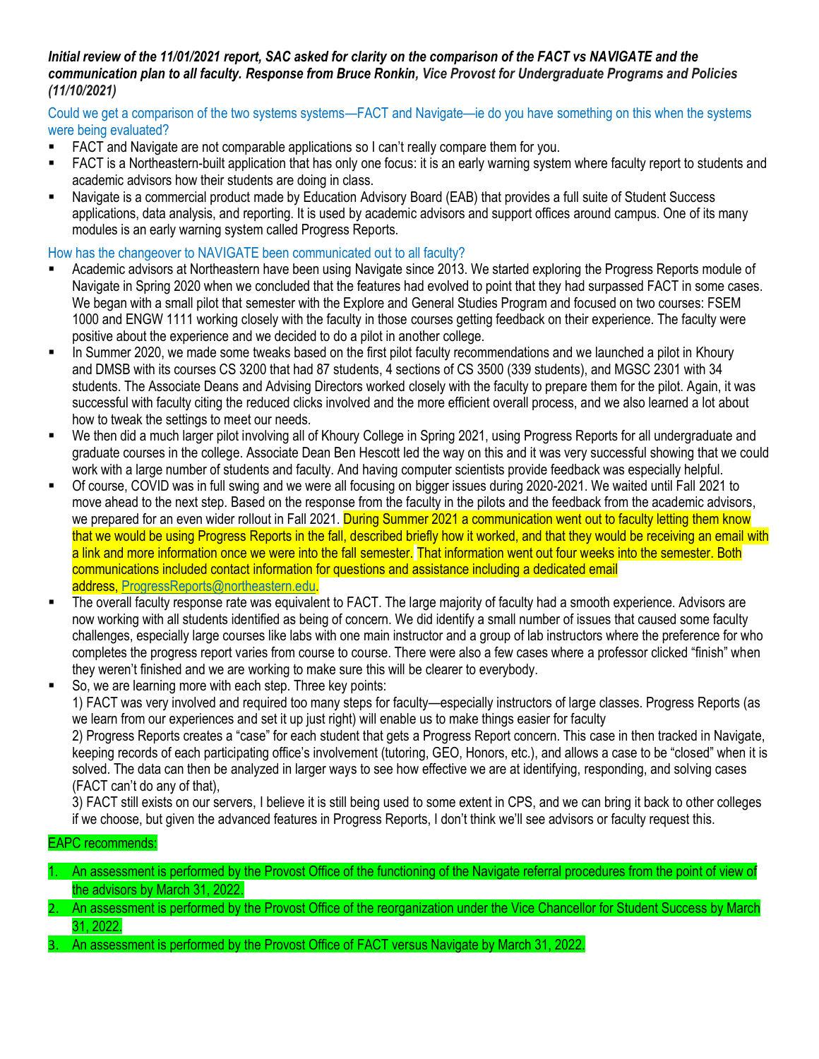***Initial review of the 11/01/2021 report, SAC asked for clarity on the comparison of the FACT vs NAVIGATE and the communication plan to all faculty. Response from Bruce Ronkin,*** *Vice Provost for Undergraduate Programs and Policies (11/10/2021)*

Could we get a comparison of the two systems systems—FACT and Navigate—ie do you have something on this when the systems were being evaluated?

- FACT and Navigate are not comparable applications so I can't really compare them for you.
- FACT is a Northeastern-built application that has only one focus: it is an early warning system where faculty report to students and academic advisors how their students are doing in class.
- Navigate is a commercial product made by Education Advisory Board (EAB) that provides a full suite of Student Success applications, data analysis, and reporting. It is used by academic advisors and support offices around campus. One of its many modules is an early warning system called Progress Reports.

How has the changeover to NAVIGATE been communicated out to all faculty?

- Academic advisors at Northeastern have been using Navigate since 2013. We started exploring the Progress Reports module of Navigate in Spring 2020 when we concluded that the features had evolved to point that they had surpassed FACT in some cases. We began with a small pilot that semester with the Explore and General Studies Program and focused on two courses: FSEM 1000 and ENGW 1111 working closely with the faculty in those courses getting feedback on their experience. The faculty were positive about the experience and we decided to do a pilot in another college.
- In Summer 2020, we made some tweaks based on the first pilot faculty recommendations and we launched a pilot in Khoury and DMSB with its courses CS 3200 that had 87 students, 4 sections of CS 3500 (339 students), and MGSC 2301 with 34 students. The Associate Deans and Advising Directors worked closely with the faculty to prepare them for the pilot. Again, it was successful with faculty citing the reduced clicks involved and the more efficient overall process, and we also learned a lot about how to tweak the settings to meet our needs.
- We then did a much larger pilot involving all of Khoury College in Spring 2021, using Progress Reports for all undergraduate and graduate courses in the college. Associate Dean Ben Hescott led the way on this and it was very successful showing that we could work with a large number of students and faculty. And having computer scientists provide feedback was especially helpful.
- Of course, COVID was in full swing and we were all focusing on bigger issues during 2020-2021. We waited until Fall 2021 to move ahead to the next step. Based on the response from the faculty in the pilots and the feedback from the academic advisors, we prepared for an even wider rollout in Fall 2021. During Summer 2021 a communication went out to faculty letting them know that we would be using Progress Reports in the fall, described briefly how it worked, and that they would be receiving an email with a link and more information once we were into the fall semester. That information went out four weeks into the semester. Both communications included contact information for questions and assistance including a dedicated email address, ProgressReports@northeastern.edu.
- The overall faculty response rate was equivalent to FACT. The large majority of faculty had a smooth experience. Advisors are now working with all students identified as being of concern. We did identify a small number of issues that caused some faculty challenges, especially large courses like labs with one main instructor and a group of lab instructors where the preference for who completes the progress report varies from course to course. There were also a few cases where a professor clicked "finish" when they weren't finished and we are working to make sure this will be clearer to everybody.
- So, we are learning more with each step. Three key points:
  1) FACT was very involved and required too many steps for faculty—especially instructors of large classes. Progress Reports (as we learn from our experiences and set it up just right) will enable us to make things easier for faculty
  2) Progress Reports creates a "case" for each student that gets a Progress Report concern. This case in then tracked in Navigate, keeping records of each participating office's involvement (tutoring, GEO, Honors, etc.), and allows a case to be "closed" when it is solved. The data can then be analyzed in larger ways to see how effective we are at identifying, responding, and solving cases (FACT can't do any of that),
  3) FACT still exists on our servers, I believe it is still being used to some extent in CPS, and we can bring it back to other colleges if we choose, but given the advanced features in Progress Reports, I don't think we'll see advisors or faculty request this.

EAPC recommends:

1. An assessment is performed by the Provost Office of the functioning of the Navigate referral procedures from the point of view of the advisors by March 31, 2022.
2. An assessment is performed by the Provost Office of the reorganization under the Vice Chancellor for Student Success by March 31, 2022.
3. An assessment is performed by the Provost Office of FACT versus Navigate by March 31, 2022.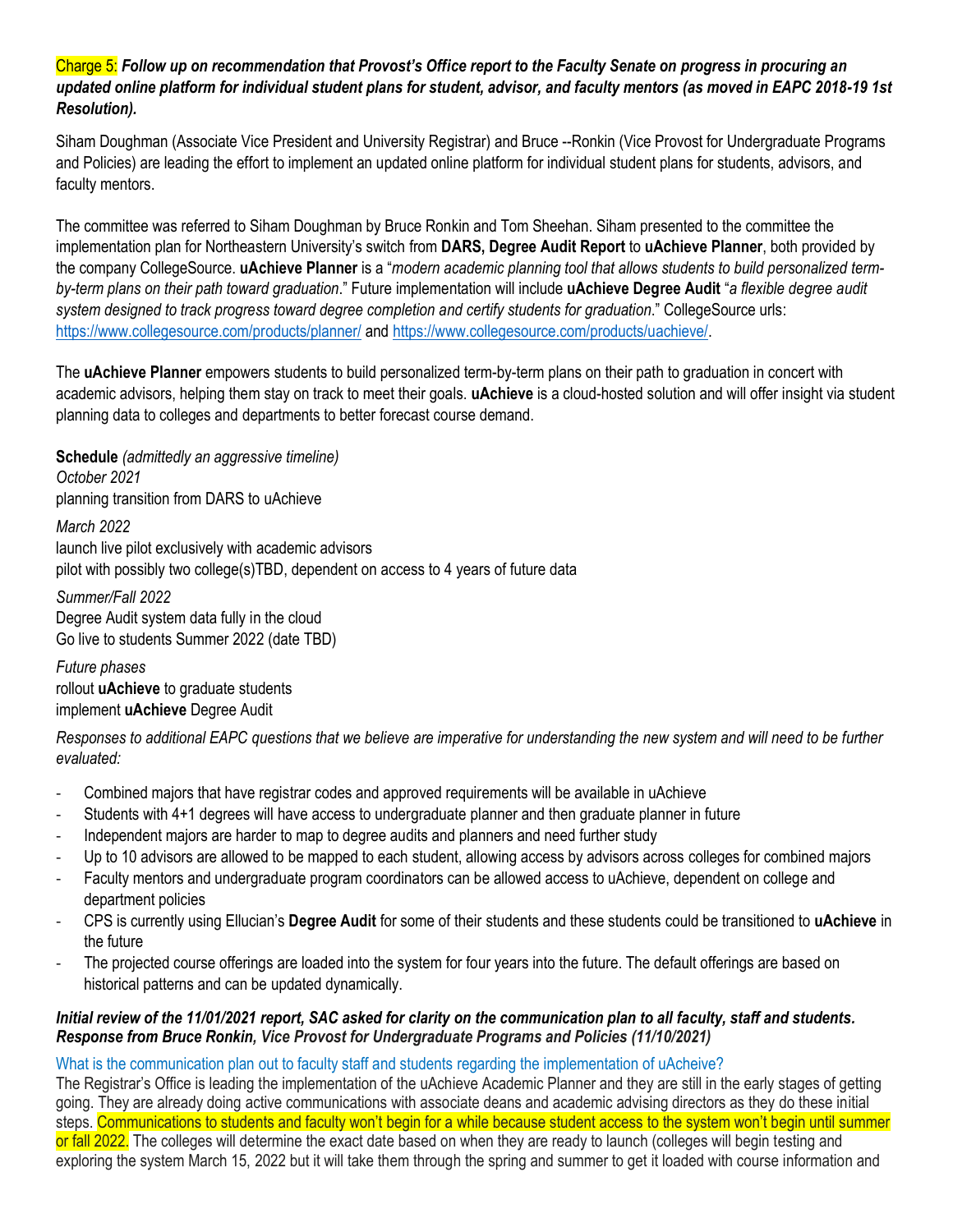Charge 5: ***Follow up on recommendation that Provost's Office report to the Faculty Senate on progress in procuring an updated online platform for individual student plans for student, advisor, and faculty mentors (as moved in EAPC 2018-19 1st Resolution).***

Siham Doughman (Associate Vice President and University Registrar) and Bruce --Ronkin (Vice Provost for Undergraduate Programs and Policies) are leading the effort to implement an updated online platform for individual student plans for students, advisors, and faculty mentors.

The committee was referred to Siham Doughman by Bruce Ronkin and Tom Sheehan. Siham presented to the committee the implementation plan for Northeastern University's switch from **DARS, Degree Audit Report** to **uAchieve Planner**, both provided by the company CollegeSource. **uAchieve Planner** is a "*modern academic planning tool that allows students to build personalized term-by-term plans on their path toward graduation*." Future implementation will include **uAchieve Degree Audit** "*a flexible degree audit system designed to track progress toward degree completion and certify students for graduation.*" CollegeSource urls: https://www.collegesource.com/products/planner/ and https://www.collegesource.com/products/uachieve/.

The **uAchieve Planner** empowers students to build personalized term-by-term plans on their path to graduation in concert with academic advisors, helping them stay on track to meet their goals. **uAchieve** is a cloud-hosted solution and will offer insight via student planning data to colleges and departments to better forecast course demand.

**Schedule** *(admittedly an aggressive timeline)*
*October 2021*
planning transition from DARS to uAchieve

*March 2022*
launch live pilot exclusively with academic advisors
pilot with possibly two college(s)TBD, dependent on access to 4 years of future data

*Summer/Fall 2022*
Degree Audit system data fully in the cloud
Go live to students Summer 2022 (date TBD)

*Future phases*
rollout **uAchieve** to graduate students
implement **uAchieve** Degree Audit

*Responses to additional EAPC questions that we believe are imperative for understanding the new system and will need to be further evaluated:*

- Combined majors that have registrar codes and approved requirements will be available in uAchieve
- Students with 4+1 degrees will have access to undergraduate planner and then graduate planner in future
- Independent majors are harder to map to degree audits and planners and need further study
- Up to 10 advisors are allowed to be mapped to each student, allowing access by advisors across colleges for combined majors
- Faculty mentors and undergraduate program coordinators can be allowed access to uAchieve, dependent on college and department policies
- CPS is currently using Ellucian's **Degree Audit** for some of their students and these students could be transitioned to **uAchieve** in the future
- The projected course offerings are loaded into the system for four years into the future. The default offerings are based on historical patterns and can be updated dynamically.

***Initial review of the 11/01/2021 report, SAC asked for clarity on the communication plan to all faculty, staff and students. Response from Bruce Ronkin, Vice Provost for Undergraduate Programs and Policies (11/10/2021)***

What is the communication plan out to faculty staff and students regarding the implementation of uAcheive?
The Registrar's Office is leading the implementation of the uAchieve Academic Planner and they are still in the early stages of getting going. They are already doing active communications with associate deans and academic advising directors as they do these initial steps. Communications to students and faculty won't begin for a while because student access to the system won't begin until summer or fall 2022. The colleges will determine the exact date based on when they are ready to launch (colleges will begin testing and exploring the system March 15, 2022 but it will take them through the spring and summer to get it loaded with course information and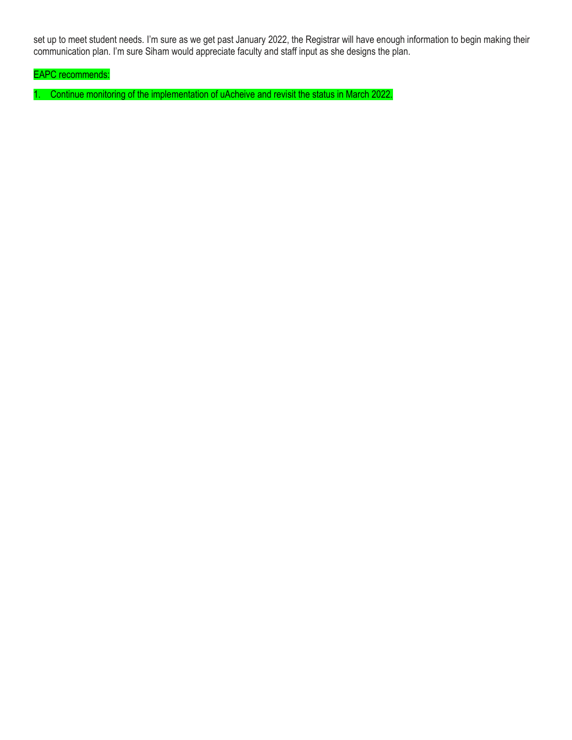set up to meet student needs. I'm sure as we get past January 2022, the Registrar will have enough information to begin making their communication plan. I'm sure Siham would appreciate faculty and staff input as she designs the plan.

EAPC recommends:

1. Continue monitoring of the implementation of uAcheive and revisit the status in March 2022.